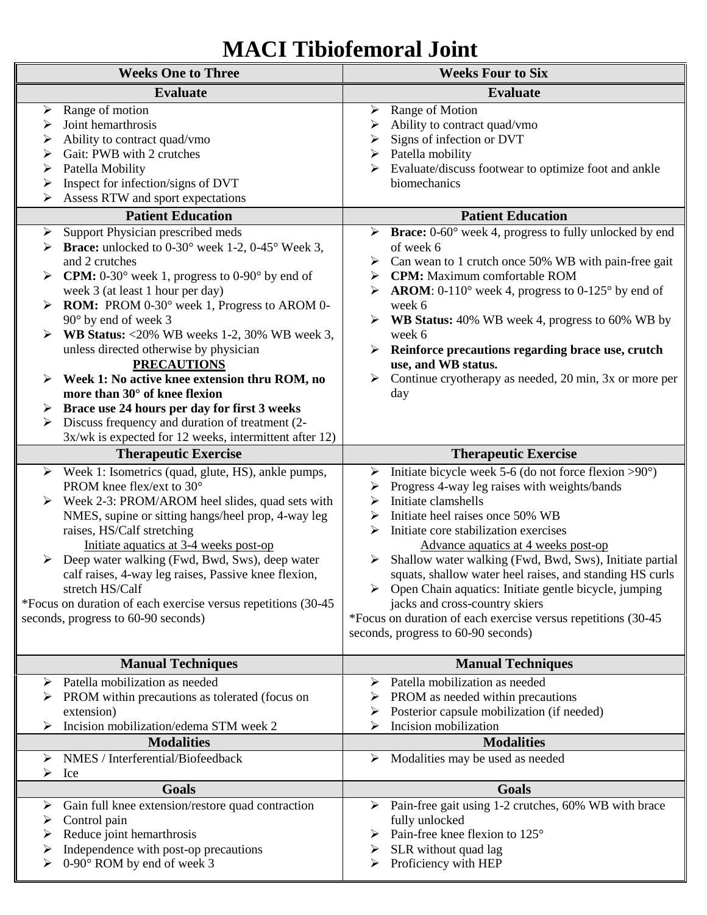# MACI Tibiofemoral Joint

| Weeks One to Three | Weeks Four to Six |
|---|---|
| **Evaluate** | **Evaluate** |
| ➢ Range of motion<br>➢ Joint hemarthrosis<br>➢ Ability to contract quad/vmo<br>➢ Gait: PWB with 2 crutches<br>➢ Patella Mobility<br>➢ Inspect for infection/signs of DVT<br>➢ Assess RTW and sport expectations | ➢ Range of Motion<br>➢ Ability to contract quad/vmo<br>➢ Signs of infection or DVT<br>➢ Patella mobility<br>➢ Evaluate/discuss footwear to optimize foot and ankle biomechanics |
| **Patient Education** | **Patient Education** |
| ➢ Support Physician prescribed meds<br>➢ **Brace:** unlocked to 0-30° week 1-2, 0-45° Week 3, and 2 crutches<br>➢ **CPM:** 0-30° week 1, progress to 0-90° by end of week 3 (at least 1 hour per day)<br>➢ **ROM:** PROM 0-30° week 1, Progress to AROM 0-90° by end of week 3<br>➢ **WB Status:** <20% WB weeks 1-2, 30% WB week 3, unless directed otherwise by physician<br>**PRECAUTIONS**<br>➢ **Week 1: No active knee extension thru ROM, no more than 30° of knee flexion**<br>➢ **Brace use 24 hours per day for first 3 weeks**<br>➢ Discuss frequency and duration of treatment (2-3x/wk is expected for 12 weeks, intermittent after 12) | ➢ **Brace:** 0-60° week 4, progress to fully unlocked by end of week 6<br>➢ Can wean to 1 crutch once 50% WB with pain-free gait<br>➢ **CPM:** Maximum comfortable ROM<br>➢ **AROM**: 0-110° week 4, progress to 0-125° by end of week 6<br>➢ **WB Status:** 40% WB week 4, progress to 60% WB by week 6<br>➢ **Reinforce precautions regarding brace use, crutch use, and WB status.**<br>➢ Continue cryotherapy as needed, 20 min, 3x or more per day |
| **Therapeutic Exercise** | **Therapeutic Exercise** |
| ➢ Week 1: Isometrics (quad, glute, HS), ankle pumps, PROM knee flex/ext to 30°<br>➢ Week 2-3: PROM/AROM heel slides, quad sets with NMES, supine or sitting hangs/heel prop, 4-way leg raises, HS/Calf stretching<br>Initiate aquatics at 3-4 weeks post-op<br>➢ Deep water walking (Fwd, Bwd, Sws), deep water calf raises, 4-way leg raises, Passive knee flexion, stretch HS/Calf<br>*Focus on duration of each exercise versus repetitions (30-45 seconds, progress to 60-90 seconds) | ➢ Initiate bicycle week 5-6 (do not force flexion >90°)<br>➢ Progress 4-way leg raises with weights/bands<br>➢ Initiate clamshells<br>➢ Initiate heel raises once 50% WB<br>➢ Initiate core stabilization exercises<br>Advance aquatics at 4 weeks post-op<br>➢ Shallow water walking (Fwd, Bwd, Sws), Initiate partial squats, shallow water heel raises, and standing HS curls<br>➢ Open Chain aquatics: Initiate gentle bicycle, jumping jacks and cross-country skiers<br>*Focus on duration of each exercise versus repetitions (30-45 seconds, progress to 60-90 seconds) |
| **Manual Techniques** | **Manual Techniques** |
| ➢ Patella mobilization as needed<br>➢ PROM within precautions as tolerated (focus on extension)<br>➢ Incision mobilization/edema STM week 2 | ➢ Patella mobilization as needed<br>➢ PROM as needed within precautions<br>➢ Posterior capsule mobilization (if needed)<br>➢ Incision mobilization |
| **Modalities** | **Modalities** |
| ➢ NMES / Interferential/Biofeedback<br>➢ Ice | ➢ Modalities may be used as needed |
| **Goals** | **Goals** |
| ➢ Gain full knee extension/restore quad contraction<br>➢ Control pain<br>➢ Reduce joint hemarthrosis<br>➢ Independence with post-op precautions<br>➢ 0-90° ROM by end of week 3 | ➢ Pain-free gait using 1-2 crutches, 60% WB with brace fully unlocked<br>➢ Pain-free knee flexion to 125°<br>➢ SLR without quad lag<br>➢ Proficiency with HEP |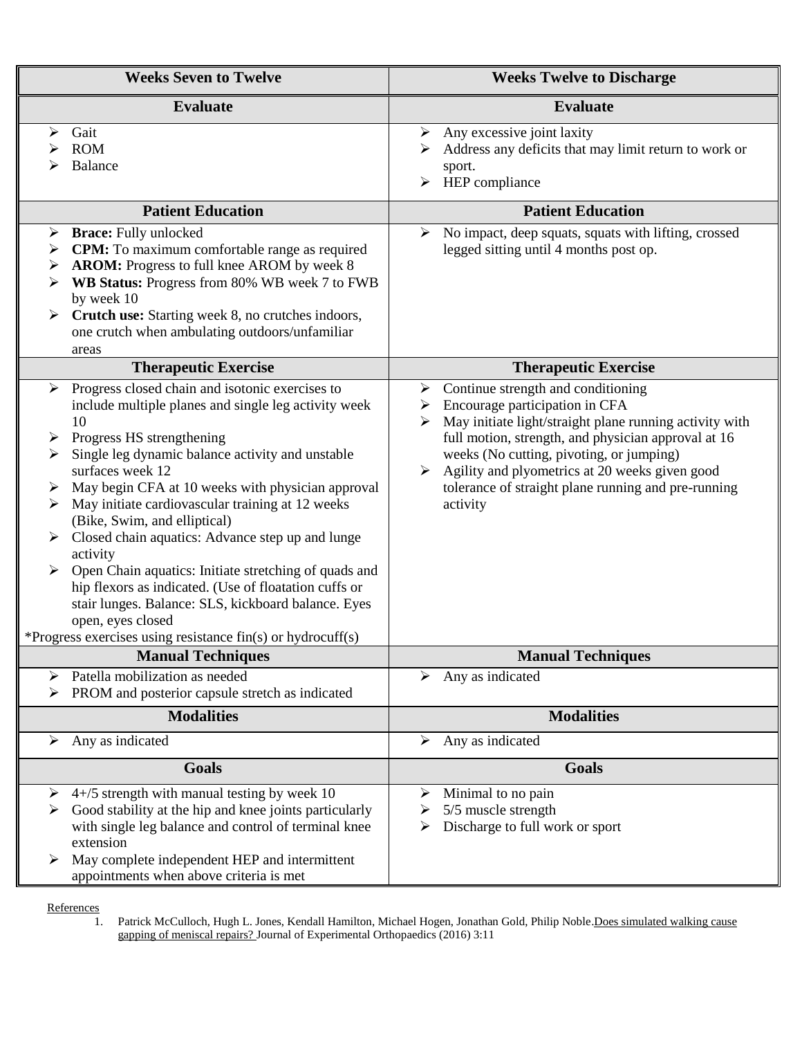| Weeks Seven to Twelve | Weeks Twelve to Discharge |
|---|---|
| **Evaluate** | **Evaluate** |
| ➢ Gait<br>➢ ROM<br>➢ Balance | ➢ Any excessive joint laxity<br>➢ Address any deficits that may limit return to work or sport.<br>➢ HEP compliance |
| **Patient Education** | **Patient Education** |
| ➢ **Brace:** Fully unlocked<br>➢ **CPM:** To maximum comfortable range as required<br>➢ **AROM:** Progress to full knee AROM by week 8<br>➢ **WB Status:** Progress from 80% WB week 7 to FWB by week 10<br>➢ **Crutch use:** Starting week 8, no crutches indoors, one crutch when ambulating outdoors/unfamiliar areas | ➢ No impact, deep squats, squats with lifting, crossed legged sitting until 4 months post op. |
| **Therapeutic Exercise** | **Therapeutic Exercise** |
| ➢ Progress closed chain and isotonic exercises to include multiple planes and single leg activity week 10<br>➢ Progress HS strengthening<br>➢ Single leg dynamic balance activity and unstable surfaces week 12<br>➢ May begin CFA at 10 weeks with physician approval<br>➢ May initiate cardiovascular training at 12 weeks (Bike, Swim, and elliptical)<br>➢ Closed chain aquatics: Advance step up and lunge activity<br>➢ Open Chain aquatics: Initiate stretching of quads and hip flexors as indicated. (Use of floatation cuffs or stair lunges. Balance: SLS, kickboard balance. Eyes open, eyes closed<br>*Progress exercises using resistance fin(s) or hydrocuff(s) | ➢ Continue strength and conditioning<br>➢ Encourage participation in CFA<br>➢ May initiate light/straight plane running activity with full motion, strength, and physician approval at 16 weeks (No cutting, pivoting, or jumping)<br>➢ Agility and plyometrics at 20 weeks given good tolerance of straight plane running and pre-running activity |
| **Manual Techniques** | **Manual Techniques** |
| ➢ Patella mobilization as needed<br>➢ PROM and posterior capsule stretch as indicated | ➢ Any as indicated |
| **Modalities** | **Modalities** |
| ➢ Any as indicated | ➢ Any as indicated |
| **Goals** | **Goals** |
| ➢ 4+/5 strength with manual testing by week 10<br>➢ Good stability at the hip and knee joints particularly with single leg balance and control of terminal knee extension<br>➢ May complete independent HEP and intermittent appointments when above criteria is met | ➢ Minimal to no pain<br>➢ 5/5 muscle strength<br>➢ Discharge to full work or sport |

References

1. Patrick McCulloch, Hugh L. Jones, Kendall Hamilton, Michael Hogen, Jonathan Gold, Philip Noble. Does simulated walking cause gapping of meniscal repairs? Journal of Experimental Orthopaedics (2016) 3:11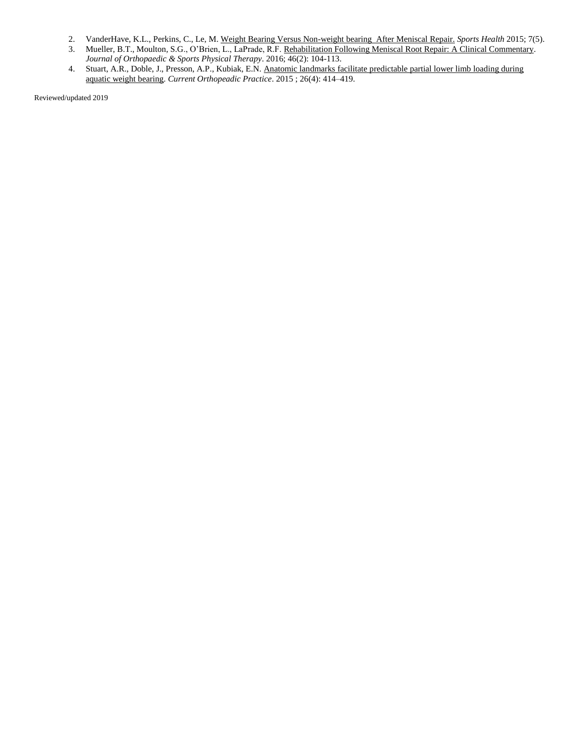2. VanderHave, K.L., Perkins, C., Le, M. Weight Bearing Versus Non-weight bearing After Meniscal Repair. *Sports Health* 2015; 7(5).
3. Mueller, B.T., Moulton, S.G., O'Brien, L., LaPrade, R.F. Rehabilitation Following Meniscal Root Repair: A Clinical Commentary. *Journal of Orthopaedic & Sports Physical Therapy*. 2016; 46(2): 104-113.
4. Stuart, A.R., Doble, J., Presson, A.P., Kubiak, E.N. Anatomic landmarks facilitate predictable partial lower limb loading during aquatic weight bearing. *Current Orthopeadic Practice*. 2015 ; 26(4): 414–419.

Reviewed/updated 2019